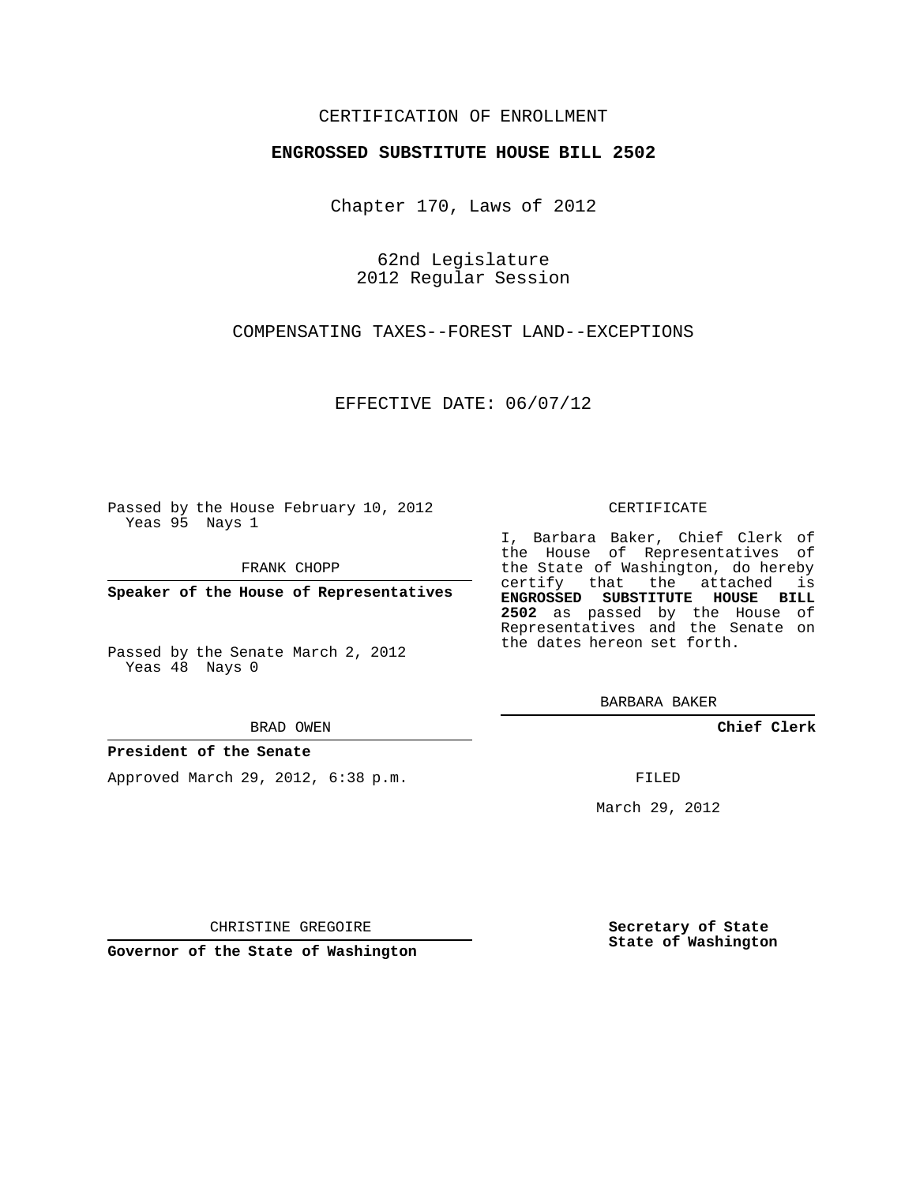CERTIFICATION OF ENROLLMENT

**ENGROSSED SUBSTITUTE HOUSE BILL 2502**

Chapter 170, Laws of 2012

62nd Legislature
2012 Regular Session

COMPENSATING TAXES--FOREST LAND--EXCEPTIONS

EFFECTIVE DATE: 06/07/12

Passed by the House February 10, 2012
Yeas 95 Nays 1

FRANK CHOPP

**Speaker of the House of Representatives**

Passed by the Senate March 2, 2012
Yeas 48 Nays 0

BRAD OWEN

**President of the Senate**

Approved March 29, 2012, 6:38 p.m.

CHRISTINE GREGOIRE

**Governor of the State of Washington**

CERTIFICATE

I, Barbara Baker, Chief Clerk of the House of Representatives of the State of Washington, do hereby certify that the attached is **ENGROSSED SUBSTITUTE HOUSE BILL 2502** as passed by the House of Representatives and the Senate on the dates hereon set forth.

BARBARA BAKER

**Chief Clerk**

FILED

March 29, 2012

**Secretary of State**
**State of Washington**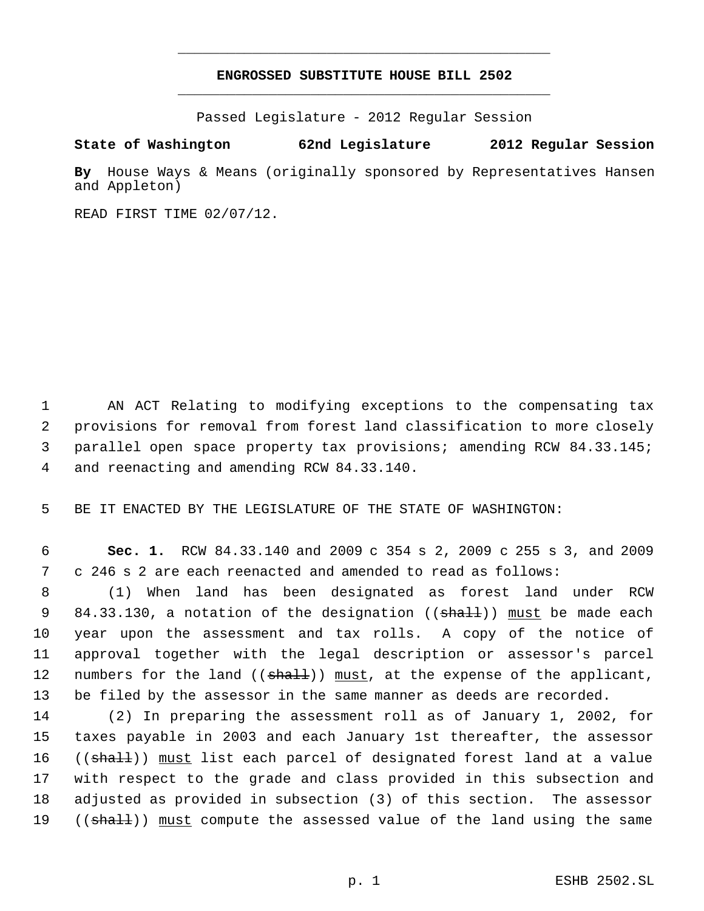# ENGROSSED SUBSTITUTE HOUSE BILL 2502

Passed Legislature - 2012 Regular Session

**State of Washington 62nd Legislature 2012 Regular Session**

**By** House Ways & Means (originally sponsored by Representatives Hansen and Appleton)

READ FIRST TIME 02/07/12.

AN ACT Relating to modifying exceptions to the compensating tax provisions for removal from forest land classification to more closely parallel open space property tax provisions; amending RCW 84.33.145; and reenacting and amending RCW 84.33.140.

BE IT ENACTED BY THE LEGISLATURE OF THE STATE OF WASHINGTON:

**Sec. 1.** RCW 84.33.140 and 2009 c 354 s 2, 2009 c 255 s 3, and 2009 c 246 s 2 are each reenacted and amended to read as follows:

(1) When land has been designated as forest land under RCW 84.33.130, a notation of the designation ((~~shall~~)) <u>must</u> be made each year upon the assessment and tax rolls. A copy of the notice of approval together with the legal description or assessor's parcel numbers for the land ((~~shall~~)) <u>must</u>, at the expense of the applicant, be filed by the assessor in the same manner as deeds are recorded.

(2) In preparing the assessment roll as of January 1, 2002, for taxes payable in 2003 and each January 1st thereafter, the assessor ((~~shall~~)) <u>must</u> list each parcel of designated forest land at a value with respect to the grade and class provided in this subsection and adjusted as provided in subsection (3) of this section. The assessor ((~~shall~~)) <u>must</u> compute the assessed value of the land using the same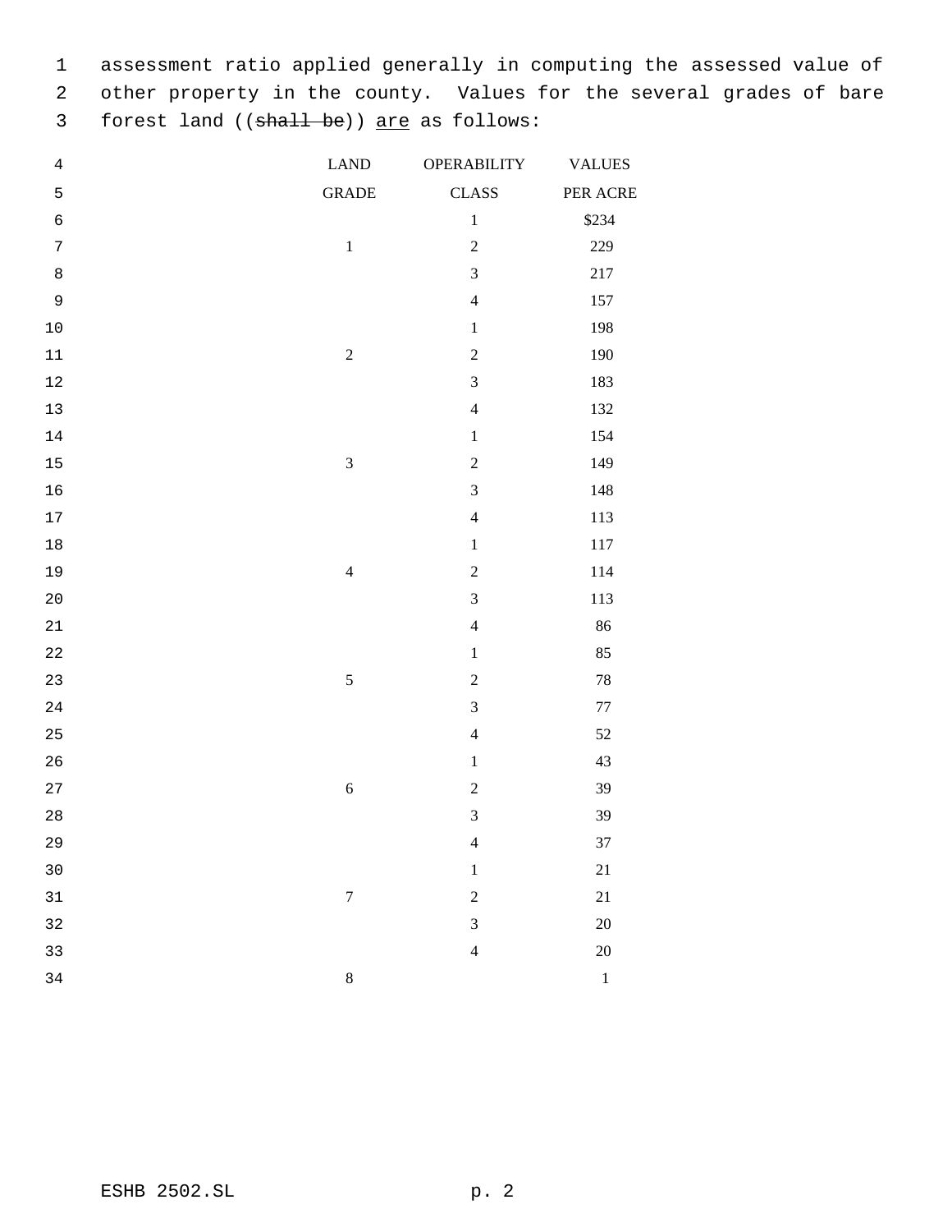assessment ratio applied generally in computing the assessed value of other property in the county. Values for the several grades of bare forest land ((~~shall be~~)) <u>are</u> as follows:

| LAND GRADE | OPERABILITY CLASS | VALUES PER ACRE |
|---|---|---|
| | 1 | $234 |
| 1 | 2 | 229 |
| | 3 | 217 |
| | 4 | 157 |
| | 1 | 198 |
| 2 | 2 | 190 |
| | 3 | 183 |
| | 4 | 132 |
| | 1 | 154 |
| 3 | 2 | 149 |
| | 3 | 148 |
| | 4 | 113 |
| | 1 | 117 |
| 4 | 2 | 114 |
| | 3 | 113 |
| | 4 | 86 |
| | 1 | 85 |
| 5 | 2 | 78 |
| | 3 | 77 |
| | 4 | 52 |
| | 1 | 43 |
| 6 | 2 | 39 |
| | 3 | 39 |
| | 4 | 37 |
| | 1 | 21 |
| 7 | 2 | 21 |
| | 3 | 20 |
| | 4 | 20 |
| 8 | | 1 |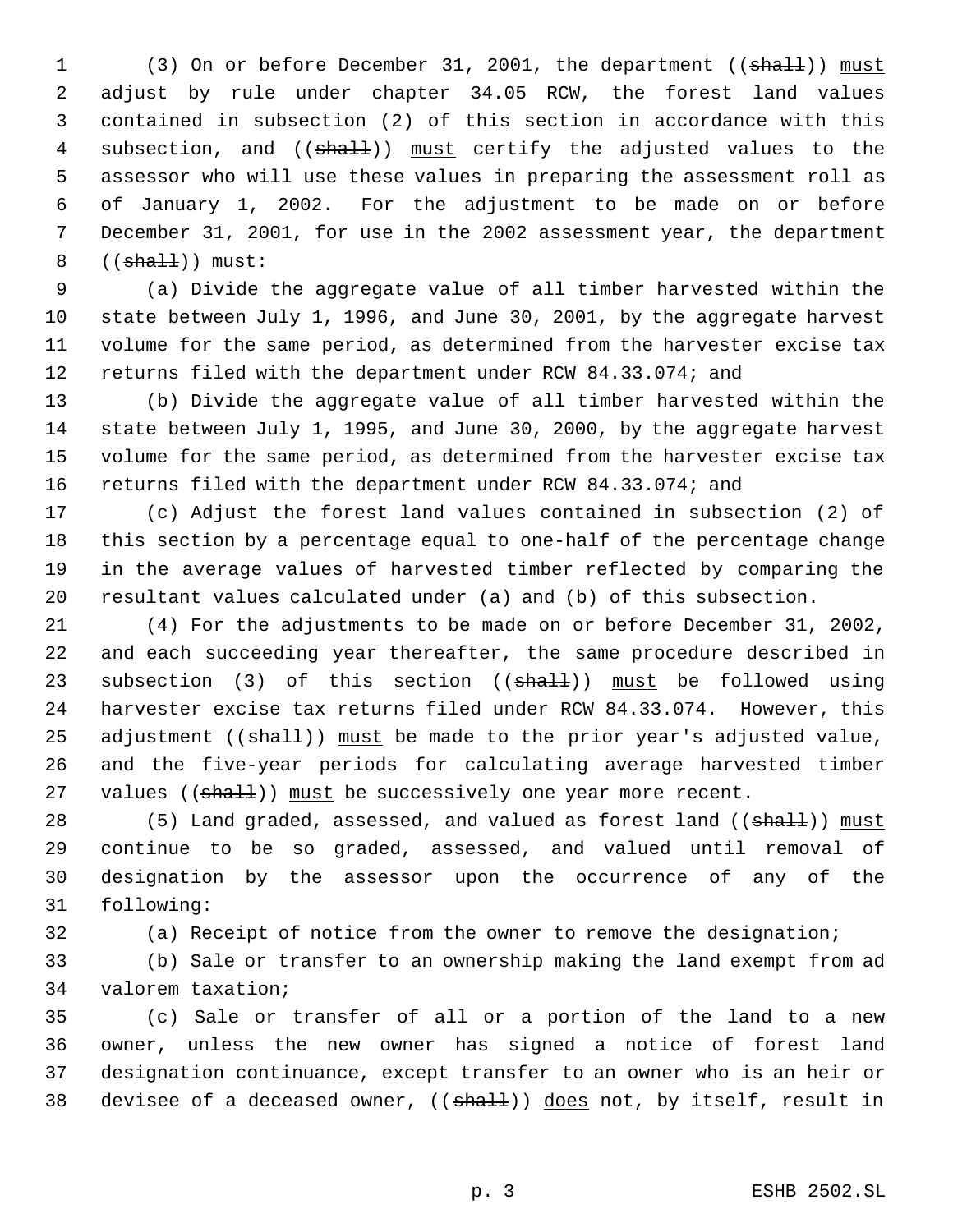(3) On or before December 31, 2001, the department ((~~shall~~)) <u>must</u> adjust by rule under chapter 34.05 RCW, the forest land values contained in subsection (2) of this section in accordance with this subsection, and ((~~shall~~)) <u>must</u> certify the adjusted values to the assessor who will use these values in preparing the assessment roll as of January 1, 2002. For the adjustment to be made on or before December 31, 2001, for use in the 2002 assessment year, the department ((~~shall~~)) <u>must</u>:

(a) Divide the aggregate value of all timber harvested within the state between July 1, 1996, and June 30, 2001, by the aggregate harvest volume for the same period, as determined from the harvester excise tax returns filed with the department under RCW 84.33.074; and

(b) Divide the aggregate value of all timber harvested within the state between July 1, 1995, and June 30, 2000, by the aggregate harvest volume for the same period, as determined from the harvester excise tax returns filed with the department under RCW 84.33.074; and

(c) Adjust the forest land values contained in subsection (2) of this section by a percentage equal to one-half of the percentage change in the average values of harvested timber reflected by comparing the resultant values calculated under (a) and (b) of this subsection.

(4) For the adjustments to be made on or before December 31, 2002, and each succeeding year thereafter, the same procedure described in subsection (3) of this section ((~~shall~~)) <u>must</u> be followed using harvester excise tax returns filed under RCW 84.33.074. However, this adjustment ((~~shall~~)) <u>must</u> be made to the prior year's adjusted value, and the five-year periods for calculating average harvested timber values ((~~shall~~)) <u>must</u> be successively one year more recent.

(5) Land graded, assessed, and valued as forest land ((~~shall~~)) <u>must</u> continue to be so graded, assessed, and valued until removal of designation by the assessor upon the occurrence of any of the following:

(a) Receipt of notice from the owner to remove the designation;

(b) Sale or transfer to an ownership making the land exempt from ad valorem taxation;

(c) Sale or transfer of all or a portion of the land to a new owner, unless the new owner has signed a notice of forest land designation continuance, except transfer to an owner who is an heir or devisee of a deceased owner, ((~~shall~~)) <u>does</u> not, by itself, result in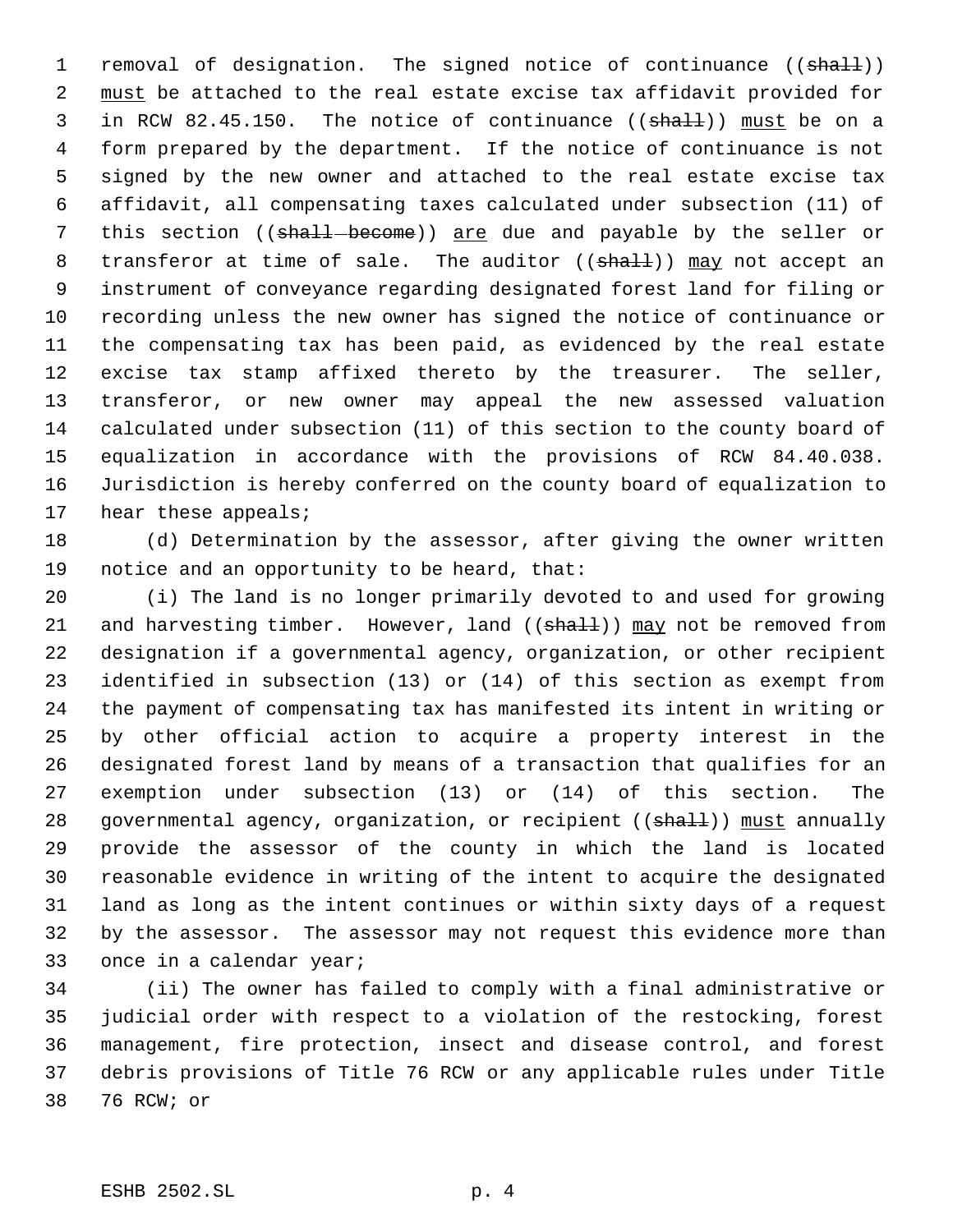removal of designation. The signed notice of continuance ((~~shall~~)) must be attached to the real estate excise tax affidavit provided for in RCW 82.45.150. The notice of continuance ((~~shall~~)) must be on a form prepared by the department. If the notice of continuance is not signed by the new owner and attached to the real estate excise tax affidavit, all compensating taxes calculated under subsection (11) of this section ((~~shall become~~)) are due and payable by the seller or transferor at time of sale. The auditor ((~~shall~~)) may not accept an instrument of conveyance regarding designated forest land for filing or recording unless the new owner has signed the notice of continuance or the compensating tax has been paid, as evidenced by the real estate excise tax stamp affixed thereto by the treasurer. The seller, transferor, or new owner may appeal the new assessed valuation calculated under subsection (11) of this section to the county board of equalization in accordance with the provisions of RCW 84.40.038. Jurisdiction is hereby conferred on the county board of equalization to hear these appeals;

(d) Determination by the assessor, after giving the owner written notice and an opportunity to be heard, that:

(i) The land is no longer primarily devoted to and used for growing and harvesting timber. However, land ((~~shall~~)) may not be removed from designation if a governmental agency, organization, or other recipient identified in subsection (13) or (14) of this section as exempt from the payment of compensating tax has manifested its intent in writing or by other official action to acquire a property interest in the designated forest land by means of a transaction that qualifies for an exemption under subsection (13) or (14) of this section. The governmental agency, organization, or recipient ((~~shall~~)) must annually provide the assessor of the county in which the land is located reasonable evidence in writing of the intent to acquire the designated land as long as the intent continues or within sixty days of a request by the assessor. The assessor may not request this evidence more than once in a calendar year;

(ii) The owner has failed to comply with a final administrative or judicial order with respect to a violation of the restocking, forest management, fire protection, insect and disease control, and forest debris provisions of Title 76 RCW or any applicable rules under Title 76 RCW; or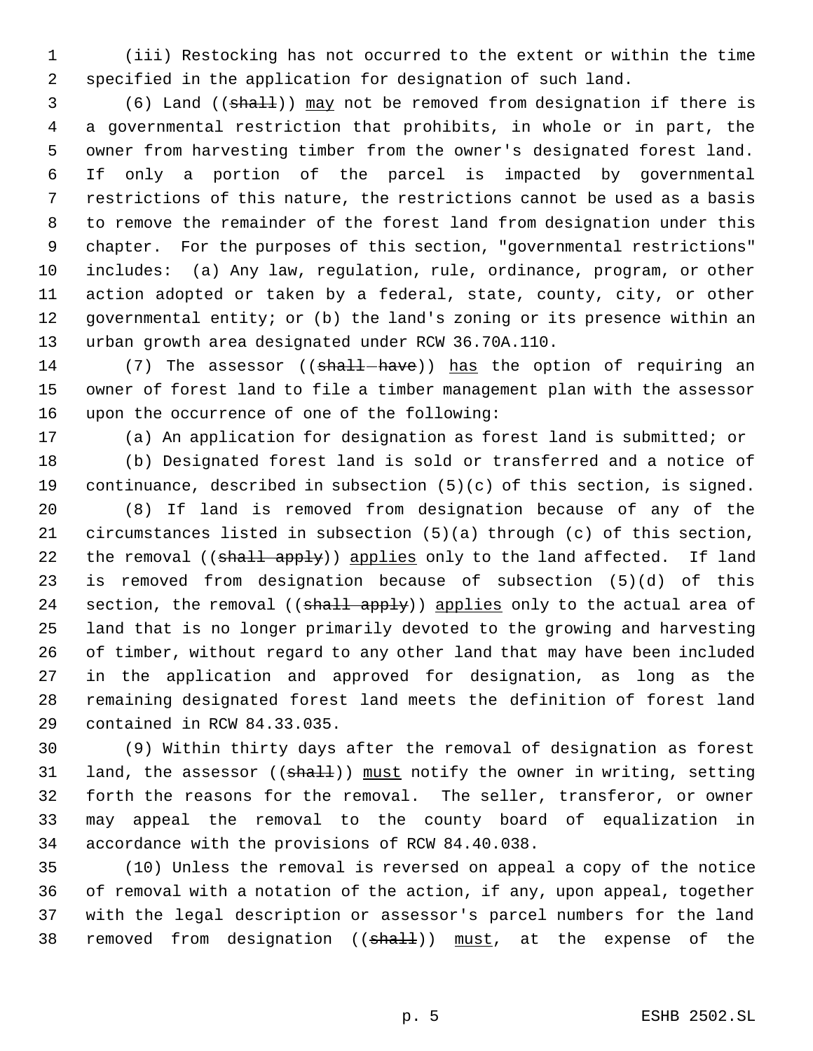(iii) Restocking has not occurred to the extent or within the time specified in the application for designation of such land.

(6) Land ((~~shall~~)) may not be removed from designation if there is a governmental restriction that prohibits, in whole or in part, the owner from harvesting timber from the owner's designated forest land. If only a portion of the parcel is impacted by governmental restrictions of this nature, the restrictions cannot be used as a basis to remove the remainder of the forest land from designation under this chapter. For the purposes of this section, "governmental restrictions" includes: (a) Any law, regulation, rule, ordinance, program, or other action adopted or taken by a federal, state, county, city, or other governmental entity; or (b) the land's zoning or its presence within an urban growth area designated under RCW 36.70A.110.

(7) The assessor ((~~shall have~~)) has the option of requiring an owner of forest land to file a timber management plan with the assessor upon the occurrence of one of the following:

(a) An application for designation as forest land is submitted; or

(b) Designated forest land is sold or transferred and a notice of continuance, described in subsection (5)(c) of this section, is signed.

(8) If land is removed from designation because of any of the circumstances listed in subsection (5)(a) through (c) of this section, the removal ((~~shall apply~~)) applies only to the land affected. If land is removed from designation because of subsection (5)(d) of this section, the removal ((~~shall apply~~)) applies only to the actual area of land that is no longer primarily devoted to the growing and harvesting of timber, without regard to any other land that may have been included in the application and approved for designation, as long as the remaining designated forest land meets the definition of forest land contained in RCW 84.33.035.

(9) Within thirty days after the removal of designation as forest land, the assessor ((~~shall~~)) must notify the owner in writing, setting forth the reasons for the removal. The seller, transferor, or owner may appeal the removal to the county board of equalization in accordance with the provisions of RCW 84.40.038.

(10) Unless the removal is reversed on appeal a copy of the notice of removal with a notation of the action, if any, upon appeal, together with the legal description or assessor's parcel numbers for the land removed from designation ((~~shall~~)) must, at the expense of the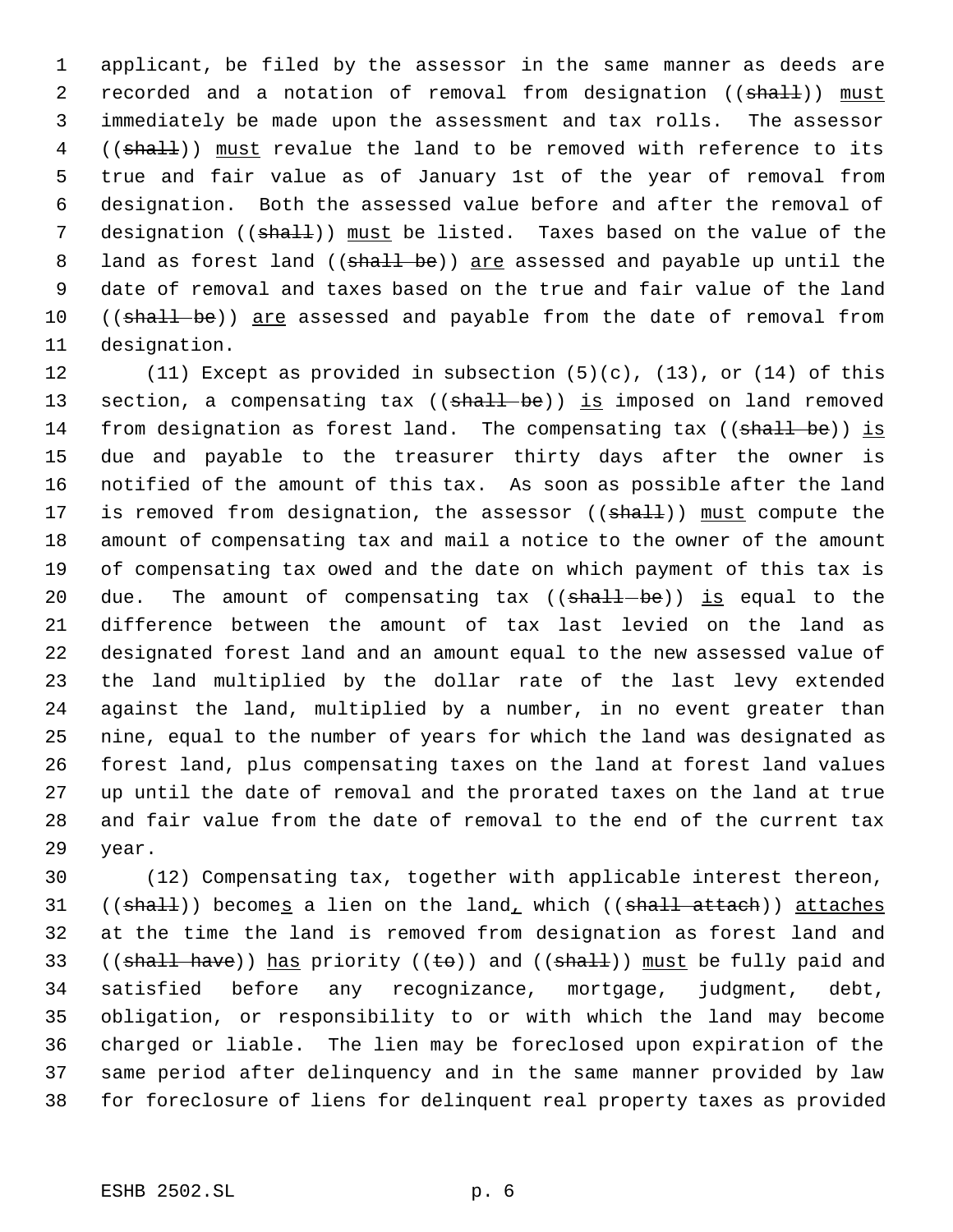applicant, be filed by the assessor in the same manner as deeds are recorded and a notation of removal from designation ((~~shall~~)) must immediately be made upon the assessment and tax rolls. The assessor ((~~shall~~)) must revalue the land to be removed with reference to its true and fair value as of January 1st of the year of removal from designation. Both the assessed value before and after the removal of designation ((~~shall~~)) must be listed. Taxes based on the value of the land as forest land ((~~shall be~~)) are assessed and payable up until the date of removal and taxes based on the true and fair value of the land ((~~shall be~~)) are assessed and payable from the date of removal from designation.

(11) Except as provided in subsection (5)(c), (13), or (14) of this section, a compensating tax ((~~shall be~~)) is imposed on land removed from designation as forest land. The compensating tax ((~~shall be~~)) is due and payable to the treasurer thirty days after the owner is notified of the amount of this tax. As soon as possible after the land is removed from designation, the assessor ((~~shall~~)) must compute the amount of compensating tax and mail a notice to the owner of the amount of compensating tax owed and the date on which payment of this tax is due. The amount of compensating tax ((~~shall be~~)) is equal to the difference between the amount of tax last levied on the land as designated forest land and an amount equal to the new assessed value of the land multiplied by the dollar rate of the last levy extended against the land, multiplied by a number, in no event greater than nine, equal to the number of years for which the land was designated as forest land, plus compensating taxes on the land at forest land values up until the date of removal and the prorated taxes on the land at true and fair value from the date of removal to the end of the current tax year.

(12) Compensating tax, together with applicable interest thereon, ((~~shall~~)) becomes a lien on the land, which ((~~shall attach~~)) attaches at the time the land is removed from designation as forest land and ((~~shall have~~)) has priority ((~~to~~)) and ((~~shall~~)) must be fully paid and satisfied before any recognizance, mortgage, judgment, debt, obligation, or responsibility to or with which the land may become charged or liable. The lien may be foreclosed upon expiration of the same period after delinquency and in the same manner provided by law for foreclosure of liens for delinquent real property taxes as provided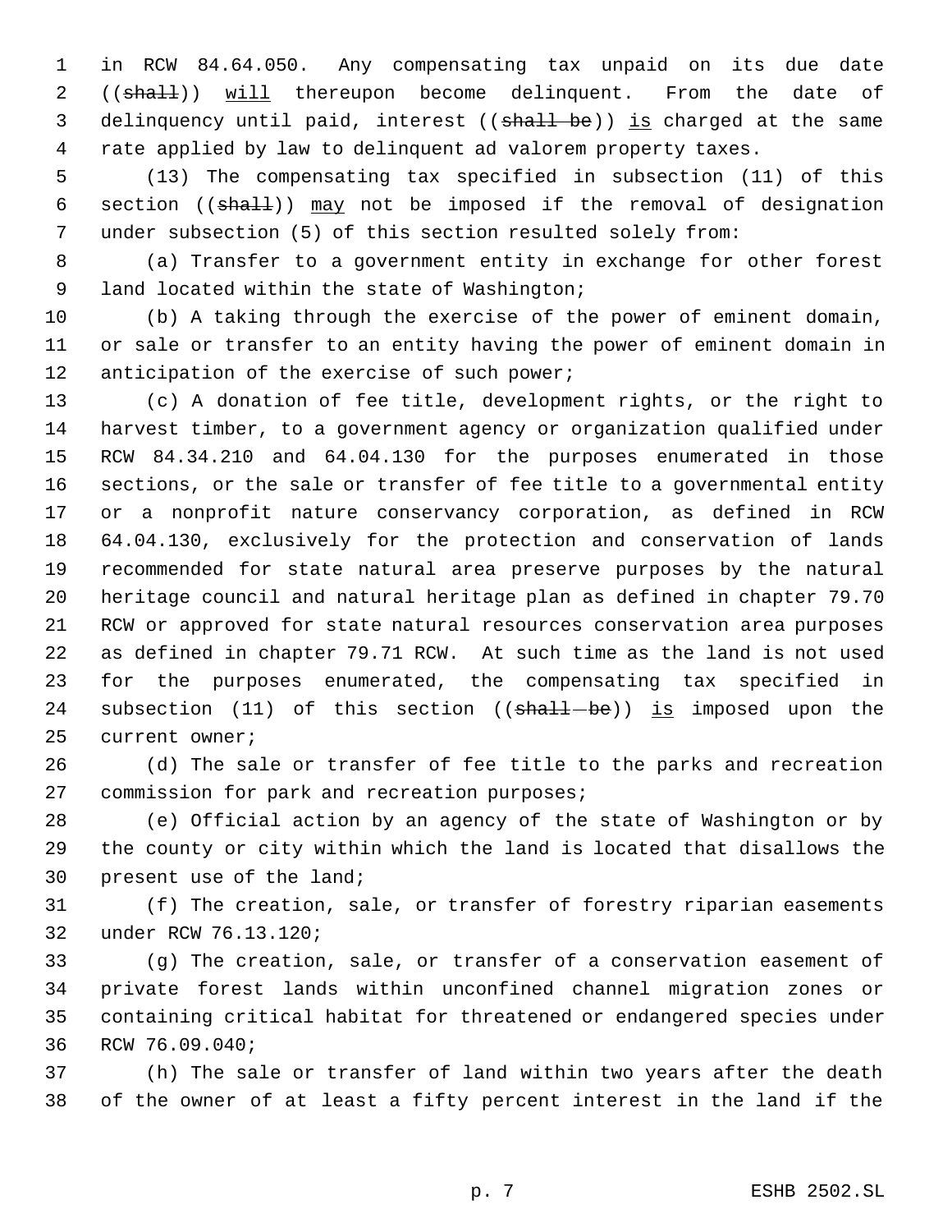in RCW 84.64.050. Any compensating tax unpaid on its due date ((~~shall~~)) will thereupon become delinquent. From the date of delinquency until paid, interest ((~~shall be~~)) is charged at the same rate applied by law to delinquent ad valorem property taxes.

(13) The compensating tax specified in subsection (11) of this section ((~~shall~~)) may not be imposed if the removal of designation under subsection (5) of this section resulted solely from:

(a) Transfer to a government entity in exchange for other forest land located within the state of Washington;

(b) A taking through the exercise of the power of eminent domain, or sale or transfer to an entity having the power of eminent domain in anticipation of the exercise of such power;

(c) A donation of fee title, development rights, or the right to harvest timber, to a government agency or organization qualified under RCW 84.34.210 and 64.04.130 for the purposes enumerated in those sections, or the sale or transfer of fee title to a governmental entity or a nonprofit nature conservancy corporation, as defined in RCW 64.04.130, exclusively for the protection and conservation of lands recommended for state natural area preserve purposes by the natural heritage council and natural heritage plan as defined in chapter 79.70 RCW or approved for state natural resources conservation area purposes as defined in chapter 79.71 RCW. At such time as the land is not used for the purposes enumerated, the compensating tax specified in subsection (11) of this section ((~~shall be~~)) is imposed upon the current owner;

(d) The sale or transfer of fee title to the parks and recreation commission for park and recreation purposes;

(e) Official action by an agency of the state of Washington or by the county or city within which the land is located that disallows the present use of the land;

(f) The creation, sale, or transfer of forestry riparian easements under RCW 76.13.120;

(g) The creation, sale, or transfer of a conservation easement of private forest lands within unconfined channel migration zones or containing critical habitat for threatened or endangered species under RCW 76.09.040;

(h) The sale or transfer of land within two years after the death of the owner of at least a fifty percent interest in the land if the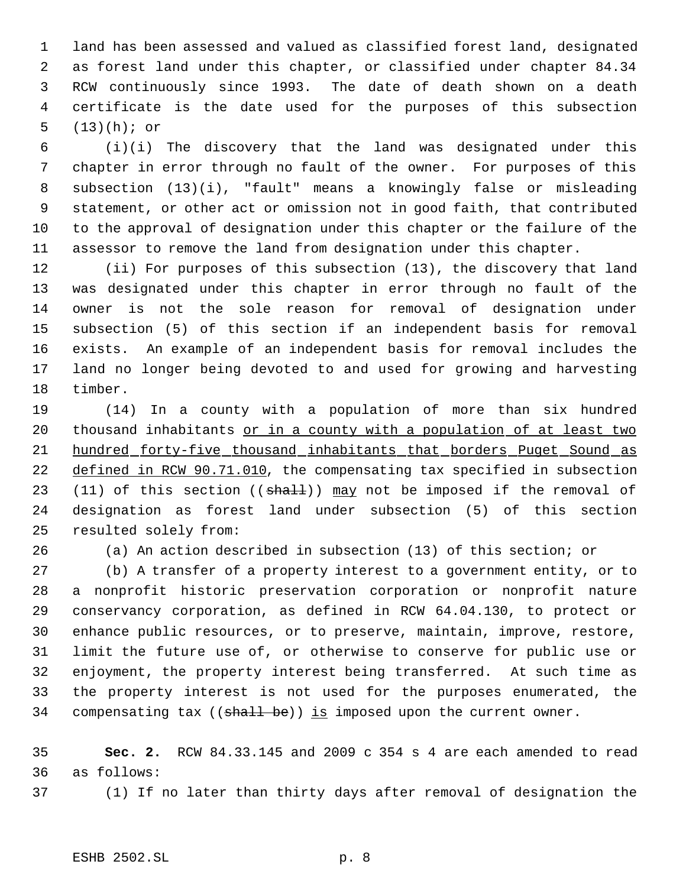land has been assessed and valued as classified forest land, designated as forest land under this chapter, or classified under chapter 84.34 RCW continuously since 1993. The date of death shown on a death certificate is the date used for the purposes of this subsection (13)(h); or

(i)(i) The discovery that the land was designated under this chapter in error through no fault of the owner. For purposes of this subsection (13)(i), "fault" means a knowingly false or misleading statement, or other act or omission not in good faith, that contributed to the approval of designation under this chapter or the failure of the assessor to remove the land from designation under this chapter.

(ii) For purposes of this subsection (13), the discovery that land was designated under this chapter in error through no fault of the owner is not the sole reason for removal of designation under subsection (5) of this section if an independent basis for removal exists. An example of an independent basis for removal includes the land no longer being devoted to and used for growing and harvesting timber.

(14) In a county with a population of more than six hundred thousand inhabitants <u>or in a county with a population of at least two hundred forty-five thousand inhabitants that borders Puget Sound as defined in RCW 90.71.010</u>, the compensating tax specified in subsection (11) of this section ((~~shall~~)) <u>may</u> not be imposed if the removal of designation as forest land under subsection (5) of this section resulted solely from:

(a) An action described in subsection (13) of this section; or

(b) A transfer of a property interest to a government entity, or to a nonprofit historic preservation corporation or nonprofit nature conservancy corporation, as defined in RCW 64.04.130, to protect or enhance public resources, or to preserve, maintain, improve, restore, limit the future use of, or otherwise to conserve for public use or enjoyment, the property interest being transferred. At such time as the property interest is not used for the purposes enumerated, the compensating tax ((~~shall be~~)) <u>is</u> imposed upon the current owner.

**Sec. 2.** RCW 84.33.145 and 2009 c 354 s 4 are each amended to read as follows:

(1) If no later than thirty days after removal of designation the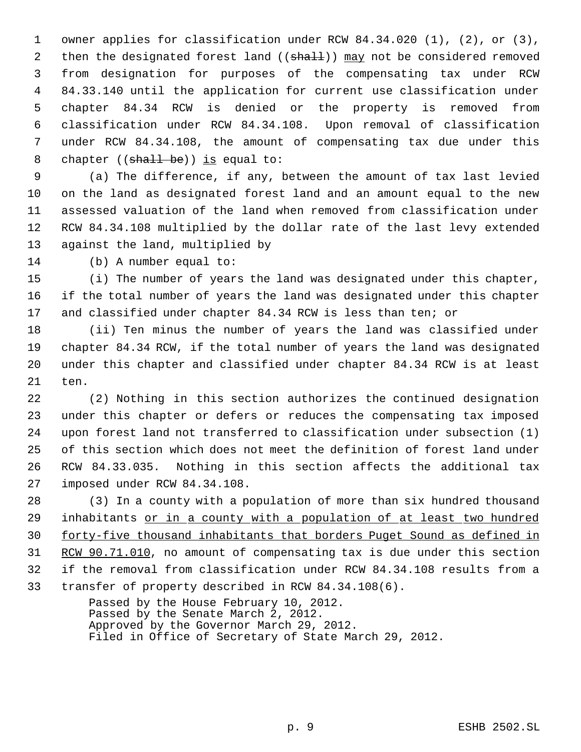owner applies for classification under RCW 84.34.020 (1), (2), or (3), then the designated forest land ((~~shall~~)) <u>may</u> not be considered removed from designation for purposes of the compensating tax under RCW 84.33.140 until the application for current use classification under chapter 84.34 RCW is denied or the property is removed from classification under RCW 84.34.108. Upon removal of classification under RCW 84.34.108, the amount of compensating tax due under this chapter ((~~shall be~~)) <u>is</u> equal to:

(a) The difference, if any, between the amount of tax last levied on the land as designated forest land and an amount equal to the new assessed valuation of the land when removed from classification under RCW 84.34.108 multiplied by the dollar rate of the last levy extended against the land, multiplied by

(b) A number equal to:

(i) The number of years the land was designated under this chapter, if the total number of years the land was designated under this chapter and classified under chapter 84.34 RCW is less than ten; or

(ii) Ten minus the number of years the land was classified under chapter 84.34 RCW, if the total number of years the land was designated under this chapter and classified under chapter 84.34 RCW is at least ten.

(2) Nothing in this section authorizes the continued designation under this chapter or defers or reduces the compensating tax imposed upon forest land not transferred to classification under subsection (1) of this section which does not meet the definition of forest land under RCW 84.33.035. Nothing in this section affects the additional tax imposed under RCW 84.34.108.

(3) In a county with a population of more than six hundred thousand inhabitants <u>or in a county with a population of at least two hundred forty-five thousand inhabitants that borders Puget Sound as defined in RCW 90.71.010</u>, no amount of compensating tax is due under this section if the removal from classification under RCW 84.34.108 results from a transfer of property described in RCW 84.34.108(6).

Passed by the House February 10, 2012.
Passed by the Senate March 2, 2012.
Approved by the Governor March 29, 2012.
Filed in Office of Secretary of State March 29, 2012.